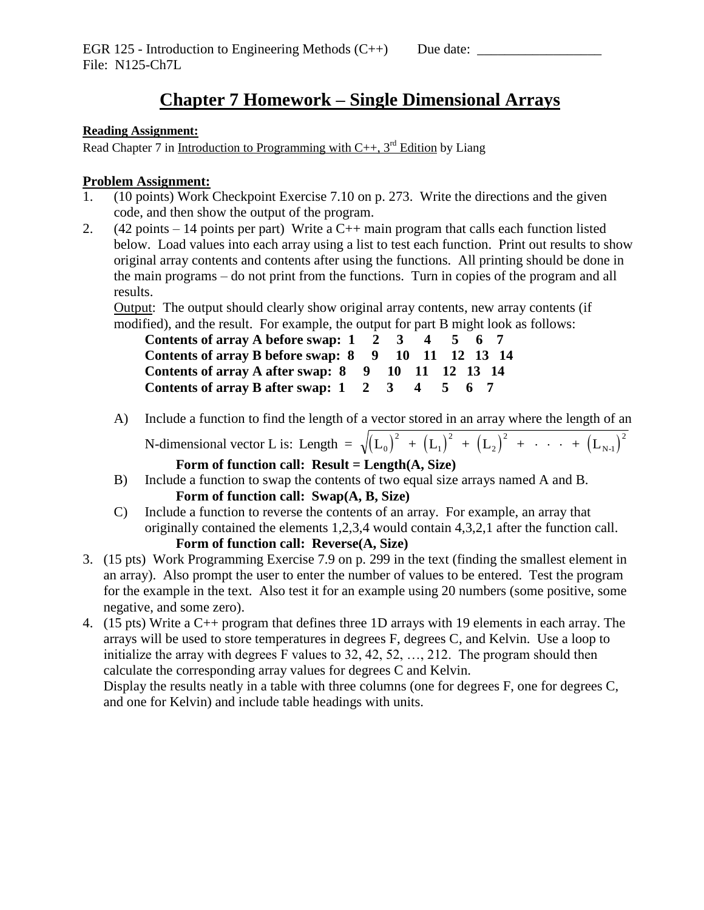EGR 125 - Introduction to Engineering Methods (C++) Due date: __________________

File: N125-Ch7L

# Chapter 7 Homework – Single Dimensional Arrays

**Reading Assignment:**

Read Chapter 7 in Introduction to Programming with C++, 3rd Edition by Liang

**Problem Assignment:**

1. (10 points) Work Checkpoint Exercise 7.10 on p. 273. Write the directions and the given code, and then show the output of the program.
2. (42 points – 14 points per part) Write a C++ main program that calls each function listed below. Load values into each array using a list to test each function. Print out results to show original array contents and contents after using the functions. All printing should be done in the main programs – do not print from the functions. Turn in copies of the program and all results.

   Output: The output should clearly show original array contents, new array contents (if modified), and the result. For example, the output for part B might look as follows:

   **Contents of array A before swap: 1 2 3 4 5 6 7**
   **Contents of array B before swap: 8 9 10 11 12 13 14**
   **Contents of array A after swap: 8 9 10 11 12 13 14**
   **Contents of array B after swap: 1 2 3 4 5 6 7**

   A) Include a function to find the length of a vector stored in an array where the length of an N-dimensional vector L is: $\text{Length} = \sqrt{(L_0)^2 + (L_1)^2 + (L_2)^2 + \cdot \cdot \cdot + (L_{N-1})^2}$

      **Form of function call: Result = Length(A, Size)**

   B) Include a function to swap the contents of two equal size arrays named A and B.

      **Form of function call: Swap(A, B, Size)**

   C) Include a function to reverse the contents of an array. For example, an array that originally contained the elements 1,2,3,4 would contain 4,3,2,1 after the function call.

      **Form of function call: Reverse(A, Size)**

3. (15 pts) Work Programming Exercise 7.9 on p. 299 in the text (finding the smallest element in an array). Also prompt the user to enter the number of values to be entered. Test the program for the example in the text. Also test it for an example using 20 numbers (some positive, some negative, and some zero).
4. (15 pts) Write a C++ program that defines three 1D arrays with 19 elements in each array. The arrays will be used to store temperatures in degrees F, degrees C, and Kelvin. Use a loop to initialize the array with degrees F values to 32, 42, 52, …, 212. The program should then calculate the corresponding array values for degrees C and Kelvin.

   Display the results neatly in a table with three columns (one for degrees F, one for degrees C, and one for Kelvin) and include table headings with units.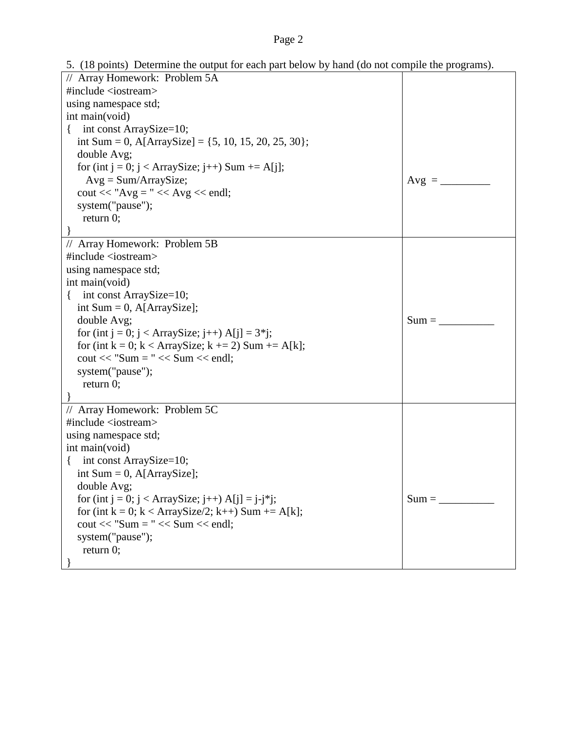5. (18 points) Determine the output for each part below by hand (do not compile the programs).

```
//  Array Homework:  Problem 5A
#include <iostream>
using namespace std;
int main(void)
{    int const ArraySize=10;
   int Sum = 0, A[ArraySize] = {5, 10, 15, 20, 25, 30};
   double Avg;
   for (int j = 0; j < ArraySize; j++) Sum += A[j];
      Avg = Sum/ArraySize;
   cout << "Avg = " << Avg << endl;
   system("pause");
     return 0;
}
```

Avg = _________

```
//  Array Homework:  Problem 5B
#include <iostream>
using namespace std;
int main(void)
{    int const ArraySize=10;
   int Sum = 0, A[ArraySize];
   double Avg;
   for (int j = 0; j < ArraySize; j++) A[j] = 3*j;
   for (int k = 0; k < ArraySize; k += 2) Sum += A[k];
   cout << "Sum = " << Sum << endl;
   system("pause");
     return 0;
}
```

Sum = __________

```
//  Array Homework:  Problem 5C
#include <iostream>
using namespace std;
int main(void)
{    int const ArraySize=10;
   int Sum = 0, A[ArraySize];
   double Avg;
   for (int j = 0; j < ArraySize; j++) A[j] = j-j*j;
   for (int k = 0; k < ArraySize/2; k++) Sum += A[k];
   cout << "Sum = " << Sum << endl;
   system("pause");
     return 0;
}
```

Sum = __________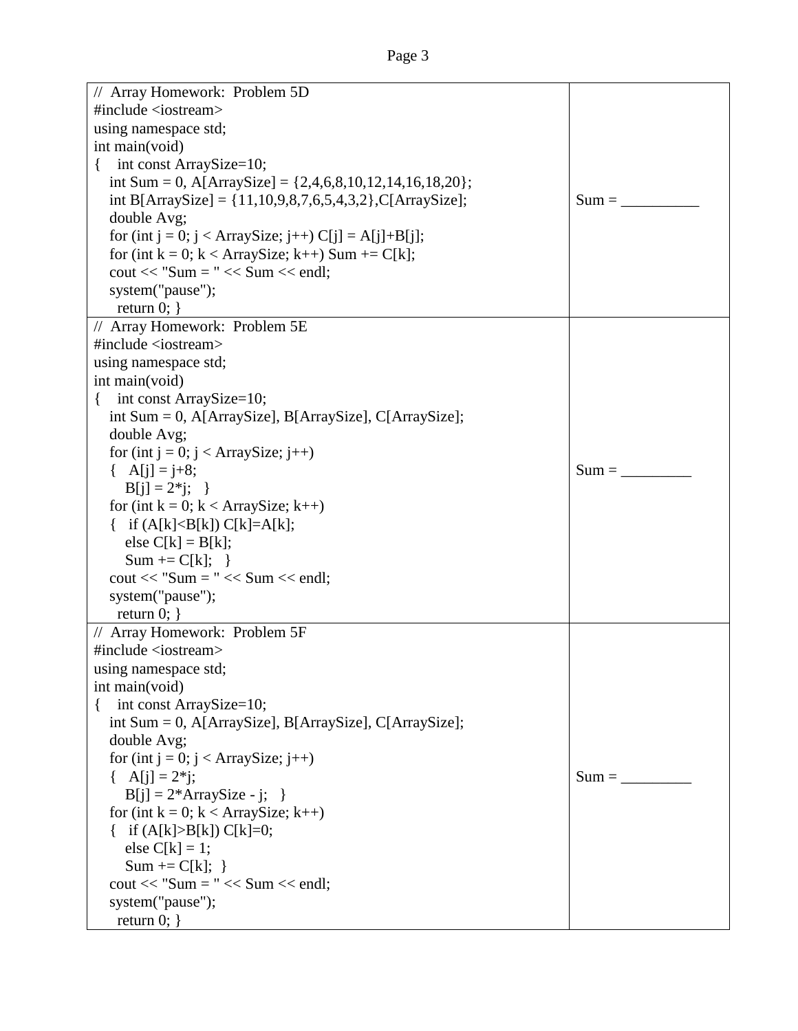| | |
|---|---|
| ```// Array Homework: Problem 5D<br>#include <iostream><br>using namespace std;<br>int main(void)<br>{   int const ArraySize=10;<br>   int Sum = 0, A[ArraySize] = {2,4,6,8,10,12,14,16,18,20};<br>   int B[ArraySize] = {11,10,9,8,7,6,5,4,3,2},C[ArraySize];<br>   double Avg;<br>   for (int j = 0; j < ArraySize; j++) C[j] = A[j]+B[j];<br>   for (int k = 0; k < ArraySize; k++) Sum += C[k];<br>   cout << "Sum = " << Sum << endl;<br>   system("pause");<br>    return 0; }``` | Sum = __________ |
| ```// Array Homework: Problem 5E<br>#include <iostream><br>using namespace std;<br>int main(void)<br>{   int const ArraySize=10;<br>   int Sum = 0, A[ArraySize], B[ArraySize], C[ArraySize];<br>   double Avg;<br>   for (int j = 0; j < ArraySize; j++)<br>   {   A[j] = j+8;<br>      B[j] = 2*j;   }<br>   for (int k = 0; k < ArraySize; k++)<br>   {   if (A[k]<B[k]) C[k]=A[k];<br>      else C[k] = B[k];<br>      Sum += C[k];   }<br>   cout << "Sum = " << Sum << endl;<br>   system("pause");<br>    return 0; }``` | Sum = _________ |
| ```// Array Homework: Problem 5F<br>#include <iostream><br>using namespace std;<br>int main(void)<br>{   int const ArraySize=10;<br>   int Sum = 0, A[ArraySize], B[ArraySize], C[ArraySize];<br>   double Avg;<br>   for (int j = 0; j < ArraySize; j++)<br>   {   A[j] = 2*j;<br>      B[j] = 2*ArraySize - j;   }<br>   for (int k = 0; k < ArraySize; k++)<br>   {   if (A[k]>B[k]) C[k]=0;<br>      else C[k] = 1;<br>      Sum += C[k];  }<br>   cout << "Sum = " << Sum << endl;<br>   system("pause");<br>    return 0; }``` | Sum = _________ |